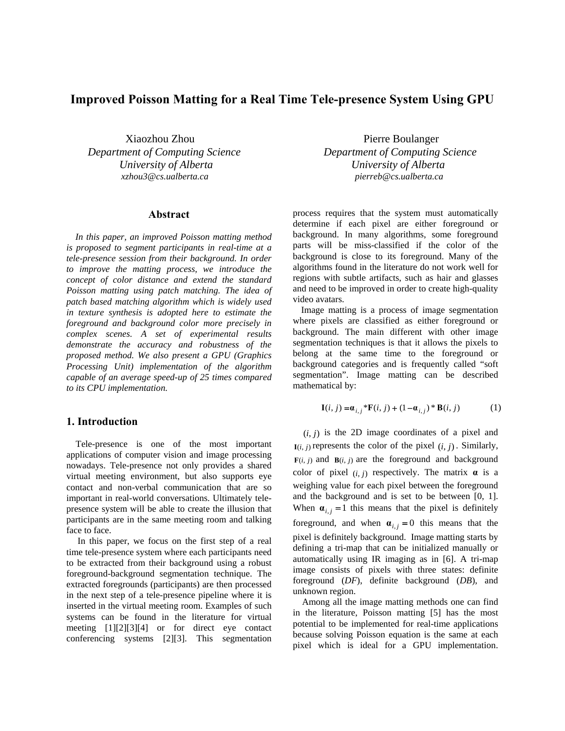# Improved Poisson Matting for a Real Time Tele-presence System Using GPU

Xiaozhou Zhou
*Department of Computing Science*
*University of Alberta*
*xzhou3@cs.ualberta.ca*

Pierre Boulanger
*Department of Computing Science*
*University of Alberta*
*pierreb@cs.ualberta.ca*

## Abstract

*In this paper, an improved Poisson matting method is proposed to segment participants in real-time at a tele-presence session from their background. In order to improve the matting process, we introduce the concept of color distance and extend the standard Poisson matting using patch matching. The idea of patch based matching algorithm which is widely used in texture synthesis is adopted here to estimate the foreground and background color more precisely in complex scenes. A set of experimental results demonstrate the accuracy and robustness of the proposed method. We also present a GPU (Graphics Processing Unit) implementation of the algorithm capable of an average speed-up of 25 times compared to its CPU implementation.*

## 1. Introduction

Tele-presence is one of the most important applications of computer vision and image processing nowadays. Tele-presence not only provides a shared virtual meeting environment, but also supports eye contact and non-verbal communication that are so important in real-world conversations. Ultimately tele-presence system will be able to create the illusion that participants are in the same meeting room and talking face to face.

In this paper, we focus on the first step of a real time tele-presence system where each participants need to be extracted from their background using a robust foreground-background segmentation technique. The extracted foregrounds (participants) are then processed in the next step of a tele-presence pipeline where it is inserted in the virtual meeting room. Examples of such systems can be found in the literature for virtual meeting [1][2][3][4] or for direct eye contact conferencing systems [2][3]. This segmentation process requires that the system must automatically determine if each pixel are either foreground or background. In many algorithms, some foreground parts will be miss-classified if the color of the background is close to its foreground. Many of the algorithms found in the literature do not work well for regions with subtle artifacts, such as hair and glasses and need to be improved in order to create high-quality video avatars.

Image matting is a process of image segmentation where pixels are classified as either foreground or background. The main different with other image segmentation techniques is that it allows the pixels to belong at the same time to the foreground or background categories and is frequently called "soft segmentation". Image matting can be described mathematical by:

$$\mathbf{I}(i,j) = \boldsymbol{\alpha}_{i,j} * \mathbf{F}(i,j) + (1 - \boldsymbol{\alpha}_{i,j}) * \mathbf{B}(i,j) \qquad (1)$$

$(i,j)$ is the 2D image coordinates of a pixel and $\mathbf{I}(i,j)$ represents the color of the pixel $(i,j)$. Similarly, $\mathbf{F}(i,j)$ and $\mathbf{B}(i,j)$ are the foreground and background color of pixel $(i,j)$ respectively. The matrix $\boldsymbol{\alpha}$ is a weighing value for each pixel between the foreground and the background and is set to be between [0, 1]. When $\boldsymbol{\alpha}_{i,j} = 1$ this means that the pixel is definitely foreground, and when $\boldsymbol{\alpha}_{i,j} = 0$ this means that the pixel is definitely background. Image matting starts by defining a tri-map that can be initialized manually or automatically using IR imaging as in [6]. A tri-map image consists of pixels with three states: definite foreground (*DF*), definite background (*DB*), and unknown region.

Among all the image matting methods one can find in the literature, Poisson matting [5] has the most potential to be implemented for real-time applications because solving Poisson equation is the same at each pixel which is ideal for a GPU implementation.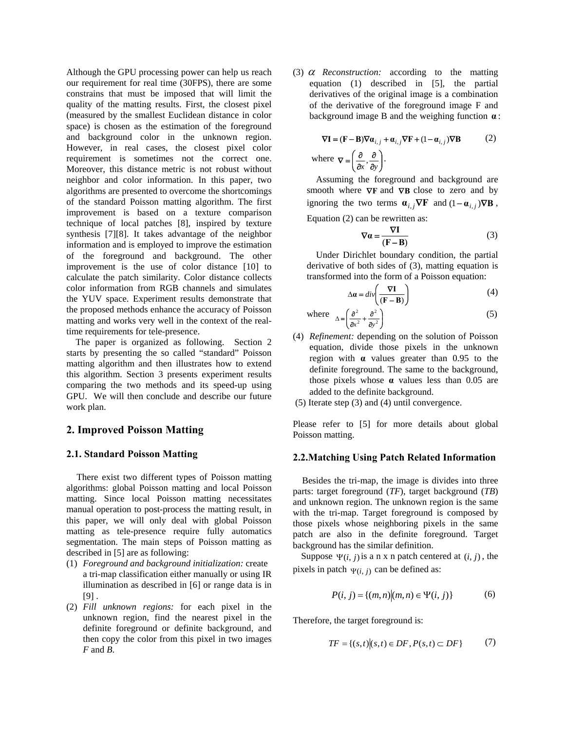Although the GPU processing power can help us reach our requirement for real time (30FPS), there are some constrains that must be imposed that will limit the quality of the matting results. First, the closest pixel (measured by the smallest Euclidean distance in color space) is chosen as the estimation of the foreground and background color in the unknown region. However, in real cases, the closest pixel color requirement is sometimes not the correct one. Moreover, this distance metric is not robust without neighbor and color information. In this paper, two algorithms are presented to overcome the shortcomings of the standard Poisson matting algorithm. The first improvement is based on a texture comparison technique of local patches [8], inspired by texture synthesis [7][8]. It takes advantage of the neighbor information and is employed to improve the estimation of the foreground and background. The other improvement is the use of color distance [10] to calculate the patch similarity. Color distance collects color information from RGB channels and simulates the YUV space. Experiment results demonstrate that the proposed methods enhance the accuracy of Poisson matting and works very well in the context of the real-time requirements for tele-presence.

The paper is organized as following. Section 2 starts by presenting the so called "standard" Poisson matting algorithm and then illustrates how to extend this algorithm. Section 3 presents experiment results comparing the two methods and its speed-up using GPU. We will then conclude and describe our future work plan.

## 2. Improved Poisson Matting

### 2.1. Standard Poisson Matting

There exist two different types of Poisson matting algorithms: global Poisson matting and local Poisson matting. Since local Poisson matting necessitates manual operation to post-process the matting result, in this paper, we will only deal with global Poisson matting as tele-presence require fully automatics segmentation. The main steps of Poisson matting as described in [5] are as following:

(1) *Foreground and background initialization:* create a tri-map classification either manually or using IR illumination as described in [6] or range data is in [9] .

(2) *Fill unknown regions:* for each pixel in the unknown region, find the nearest pixel in the definite foreground or definite background, and then copy the color from this pixel in two images *F* and *B*.

(3) $\alpha$ *Reconstruction:* according to the matting equation (1) described in [5], the partial derivatives of the original image is a combination of the derivative of the foreground image F and background image B and the weighing function $\boldsymbol{\alpha}$:

$$\nabla\mathbf{I} = (\mathbf{F}-\mathbf{B})\nabla\boldsymbol{\alpha}_{i,j} + \boldsymbol{\alpha}_{i,j}\nabla\mathbf{F} + (1-\boldsymbol{\alpha}_{i,j})\nabla\mathbf{B} \qquad (2)$$

where $\nabla = \left(\frac{\partial}{\partial x}, \frac{\partial}{\partial y}\right)$.

Assuming the foreground and background are smooth where $\nabla\mathbf{F}$ and $\nabla\mathbf{B}$ close to zero and by ignoring the two terms $\boldsymbol{\alpha}_{i,j}\nabla\mathbf{F}$ and $(1-\boldsymbol{\alpha}_{i,j})\nabla\mathbf{B}$, Equation (2) can be rewritten as:

$$\nabla\boldsymbol{\alpha} = \frac{\nabla\mathbf{I}}{(\mathbf{F}-\mathbf{B})} \qquad (3)$$

Under Dirichlet boundary condition, the partial derivative of both sides of (3), matting equation is transformed into the form of a Poisson equation:

$$\Delta\boldsymbol{\alpha} = div\left(\frac{\nabla\mathbf{I}}{(\mathbf{F}-\mathbf{B})}\right) \qquad (4)$$

where $$\Delta = \left(\frac{\partial^2}{\partial x^2} + \frac{\partial^2}{\partial y^2}\right) \qquad (5)$$

(4) *Refinement:* depending on the solution of Poisson equation, divide those pixels in the unknown region with $\boldsymbol{\alpha}$ values greater than 0.95 to the definite foreground. The same to the background, those pixels whose $\boldsymbol{\alpha}$ values less than 0.05 are added to the definite background.

(5) Iterate step (3) and (4) until convergence.

Please refer to [5] for more details about global Poisson matting.

### 2.2.Matching Using Patch Related Information

Besides the tri-map, the image is divides into three parts: target foreground (*TF*), target background (*TB*) and unknown region. The unknown region is the same with the tri-map. Target foreground is composed by those pixels whose neighboring pixels in the same patch are also in the definite foreground. Target background has the similar definition.

Suppose $\Psi(i, j)$ is a n x n patch centered at $(i, j)$, the pixels in patch $\Psi(i, j)$ can be defined as:

$$P(i, j) = \{(m,n) | (m,n) \in \Psi(i, j)\} \qquad (6)$$

Therefore, the target foreground is:

$$TF = \{(s,t) | (s,t) \in DF, P(s,t) \subset DF\} \qquad (7)$$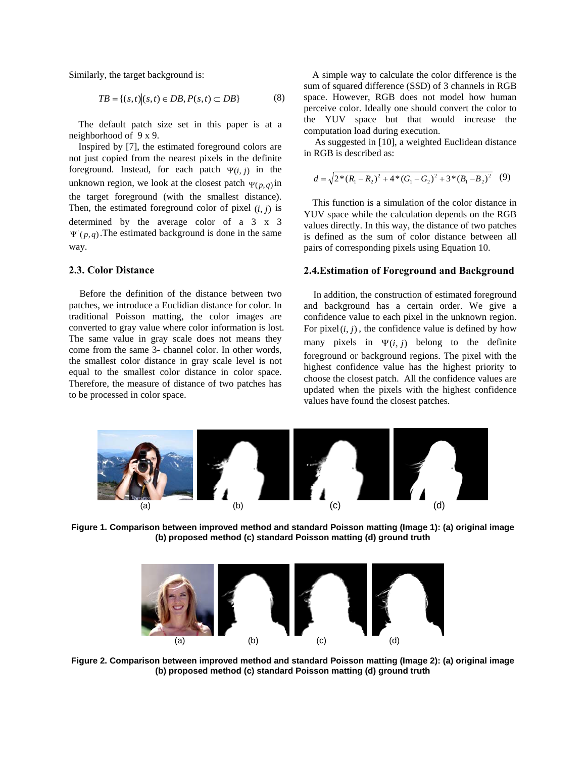Similarly, the target background is:

$$TB = \{(s,t) | (s,t) \in DB, P(s,t) \subset DB\} \tag{8}$$

The default patch size set in this paper is at a neighborhood of 9 x 9.

Inspired by [7], the estimated foreground colors are not just copied from the nearest pixels in the definite foreground. Instead, for each patch $\Psi(i, j)$ in the unknown region, we look at the closest patch $\Psi(p,q)$ in the target foreground (with the smallest distance). Then, the estimated foreground color of pixel $(i, j)$ is determined by the average color of a 3 x 3 $\Psi'(p,q)$. The estimated background is done in the same way.

### 2.3. Color Distance

Before the definition of the distance between two patches, we introduce a Euclidian distance for color. In traditional Poisson matting, the color images are converted to gray value where color information is lost. The same value in gray scale does not means they come from the same 3- channel color. In other words, the smallest color distance in gray scale level is not equal to the smallest color distance in color space. Therefore, the measure of distance of two patches has to be processed in color space.

A simple way to calculate the color difference is the sum of squared difference (SSD) of 3 channels in RGB space. However, RGB does not model how human perceive color. Ideally one should convert the color to the YUV space but that would increase the computation load during execution.

As suggested in [10], a weighted Euclidean distance in RGB is described as:

$$d = \sqrt{2*(R_1 - R_2)^2 + 4*(G_1 - G_2)^2 + 3*(B_1 - B_2)^2} \tag{9}$$

This function is a simulation of the color distance in YUV space while the calculation depends on the RGB values directly. In this way, the distance of two patches is defined as the sum of color distance between all pairs of corresponding pixels using Equation 10.

### 2.4. Estimation of Foreground and Background

In addition, the construction of estimated foreground and background has a certain order. We give a confidence value to each pixel in the unknown region. For pixel $(i, j)$, the confidence value is defined by how many pixels in $\Psi(i, j)$ belong to the definite foreground or background regions. The pixel with the highest confidence value has the highest priority to choose the closest patch. All the confidence values are updated when the pixels with the highest confidence values have found the closest patches.

(a) (b) (c) (d)

**Figure 1. Comparison between improved method and standard Poisson matting (Image 1): (a) original image (b) proposed method (c) standard Poisson matting (d) ground truth**

(a) (b) (c) (d)

**Figure 2. Comparison between improved method and standard Poisson matting (Image 2): (a) original image (b) proposed method (c) standard Poisson matting (d) ground truth**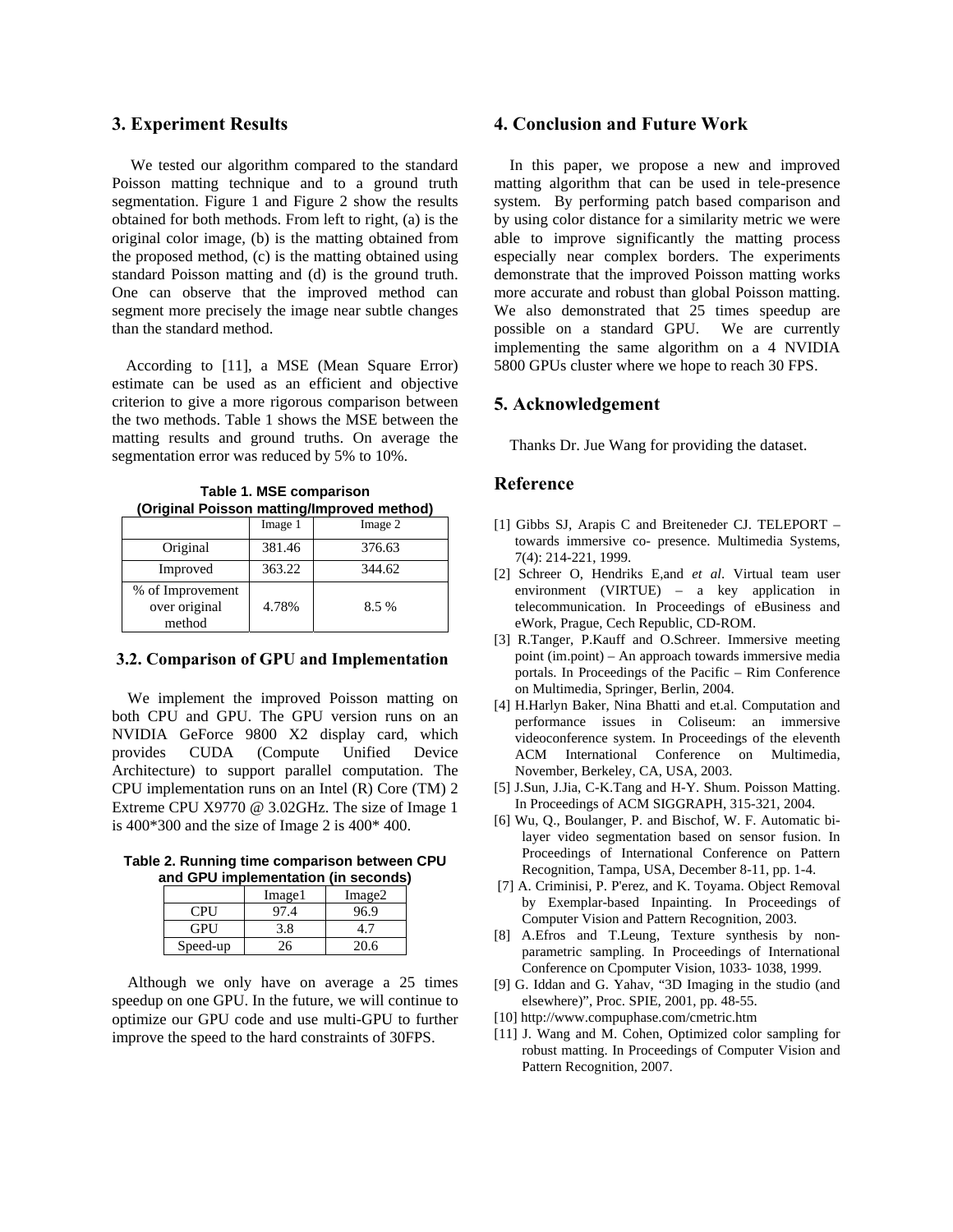## 3. Experiment Results

We tested our algorithm compared to the standard Poisson matting technique and to a ground truth segmentation. Figure 1 and Figure 2 show the results obtained for both methods. From left to right, (a) is the original color image, (b) is the matting obtained from the proposed method, (c) is the matting obtained using standard Poisson matting and (d) is the ground truth. One can observe that the improved method can segment more precisely the image near subtle changes than the standard method.

According to [11], a MSE (Mean Square Error) estimate can be used as an efficient and objective criterion to give a more rigorous comparison between the two methods. Table 1 shows the MSE between the matting results and ground truths. On average the segmentation error was reduced by 5% to 10%.

**Table 1. MSE comparison (Original Poisson matting/Improved method)**

| | Image 1 | Image 2 |
|---|---|---|
| Original | 381.46 | 376.63 |
| Improved | 363.22 | 344.62 |
| % of Improvement over original method | 4.78% | 8.5 % |

### 3.2. Comparison of GPU and Implementation

We implement the improved Poisson matting on both CPU and GPU. The GPU version runs on an NVIDIA GeForce 9800 X2 display card, which provides CUDA (Compute Unified Device Architecture) to support parallel computation. The CPU implementation runs on an Intel (R) Core (TM) 2 Extreme CPU X9770 @ 3.02GHz. The size of Image 1 is 400*300 and the size of Image 2 is 400* 400.

**Table 2. Running time comparison between CPU and GPU implementation (in seconds)**

| | Image1 | Image2 |
|---|---|---|
| CPU | 97.4 | 96.9 |
| GPU | 3.8 | 4.7 |
| Speed-up | 26 | 20.6 |

Although we only have on average a 25 times speedup on one GPU. In the future, we will continue to optimize our GPU code and use multi-GPU to further improve the speed to the hard constraints of 30FPS.

## 4. Conclusion and Future Work

In this paper, we propose a new and improved matting algorithm that can be used in tele-presence system. By performing patch based comparison and by using color distance for a similarity metric we were able to improve significantly the matting process especially near complex borders. The experiments demonstrate that the improved Poisson matting works more accurate and robust than global Poisson matting. We also demonstrated that 25 times speedup are possible on a standard GPU. We are currently implementing the same algorithm on a 4 NVIDIA 5800 GPUs cluster where we hope to reach 30 FPS.

## 5. Acknowledgement

Thanks Dr. Jue Wang for providing the dataset.

## Reference

[1] Gibbs SJ, Arapis C and Breiteneder CJ. TELEPORT – towards immersive co- presence. Multimedia Systems, 7(4): 214-221, 1999.

[2] Schreer O, Hendriks E,and *et al*. Virtual team user environment (VIRTUE) – a key application in telecommunication. In Proceedings of eBusiness and eWork, Prague, Cech Republic, CD-ROM.

[3] R.Tanger, P.Kauff and O.Schreer. Immersive meeting point (im.point) – An approach towards immersive media portals. In Proceedings of the Pacific – Rim Conference on Multimedia, Springer, Berlin, 2004.

[4] H.Harlyn Baker, Nina Bhatti and et.al. Computation and performance issues in Coliseum: an immersive videoconference system. In Proceedings of the eleventh ACM International Conference on Multimedia, November, Berkeley, CA, USA, 2003.

[5] J.Sun, J.Jia, C-K.Tang and H-Y. Shum. Poisson Matting. In Proceedings of ACM SIGGRAPH, 315-321, 2004.

[6] Wu, Q., Boulanger, P. and Bischof, W. F. Automatic bi-layer video segmentation based on sensor fusion. In Proceedings of International Conference on Pattern Recognition, Tampa, USA, December 8-11, pp. 1-4.

[7] A. Criminisi, P. P'erez, and K. Toyama. Object Removal by Exemplar-based Inpainting. In Proceedings of Computer Vision and Pattern Recognition, 2003.

[8] A.Efros and T.Leung, Texture synthesis by non-parametric sampling. In Proceedings of International Conference on Cpomputer Vision, 1033- 1038, 1999.

[9] G. Iddan and G. Yahav, "3D Imaging in the studio (and elsewhere)", Proc. SPIE, 2001, pp. 48-55.

[10] http://www.compuphase.com/cmetric.htm

[11] J. Wang and M. Cohen, Optimized color sampling for robust matting. In Proceedings of Computer Vision and Pattern Recognition, 2007.